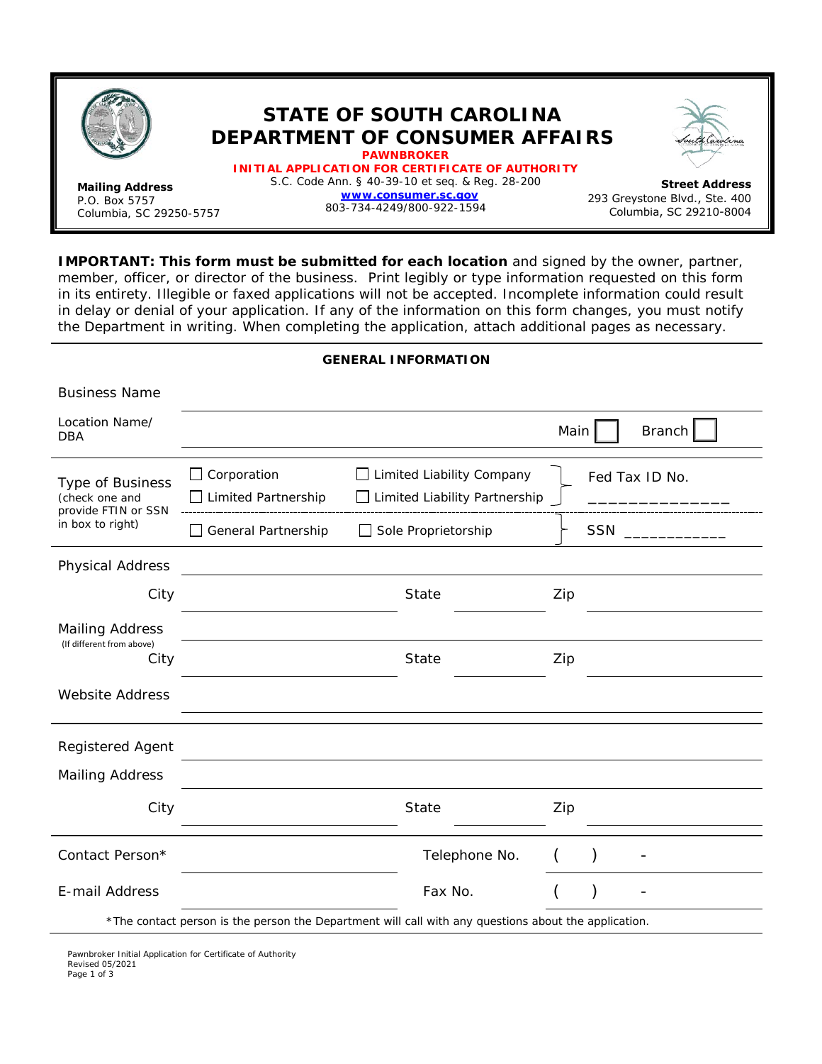**Mailing Address**
P.O. Box 5757
Columbia, SC 29250-5757

# STATE OF SOUTH CAROLINA
# DEPARTMENT OF CONSUMER AFFAIRS

**PAWNBROKER**
**INITIAL APPLICATION FOR CERTIFICATE OF AUTHORITY**
S.C. Code Ann. § 40-39-10 et seq. & Reg. 28-200
**www.consumer.sc.gov**
803-734-4249/800-922-1594

**Street Address**
293 Greystone Blvd., Ste. 400
Columbia, SC 29210-8004

**IMPORTANT: This form must be submitted for each location** and signed by the owner, partner, member, officer, or director of the business. Print legibly or type information requested on this form in its entirety. Illegible or faxed applications will not be accepted. Incomplete information could result in delay or denial of your application. If any of the information on this form changes, you must notify the Department in writing. When completing the application, attach additional pages as necessary.

## GENERAL INFORMATION

Business Name ______________________________

Location Name/ DBA ______________________________ Main ☐ Branch ☐

Type of Business (check one and provide FTIN or SSN in box to right)

- ☐ Corporation
- ☐ Limited Liability Company
- ☐ Limited Partnership
- ☐ Limited Liability Partnership

Fed Tax ID No. ______________

- ☐ General Partnership
- ☐ Sole Proprietorship

SSN ____________

Physical Address ______________________________

City ______________ State ______ Zip ______________

Mailing Address (If different from above) ______________________________

City ______________ State ______ Zip ______________

Website Address ______________________________

Registered Agent ______________________________

Mailing Address ______________________________

City ______________ State ______ Zip ______________

Contact Person* ______________ Telephone No. (   )   -

E-mail Address ______________ Fax No. (   )   -

*The contact person is the person the Department will call with any questions about the application.

Pawnbroker Initial Application for Certificate of Authority
Revised 05/2021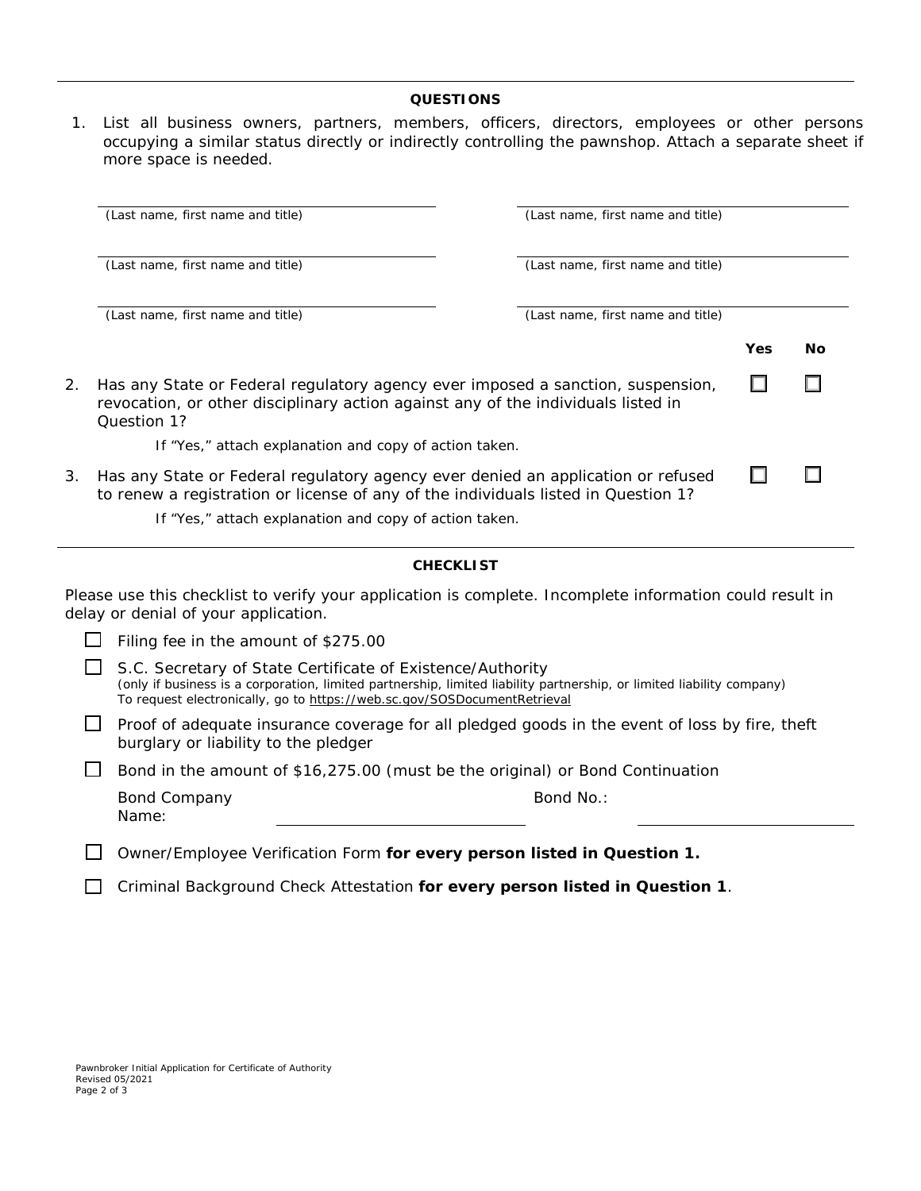## QUESTIONS

1. List all business owners, partners, members, officers, directors, employees or other persons occupying a similar status directly or indirectly controlling the pawnshop. Attach a separate sheet if more space is needed.

| | |
|---|---|
| ______________________ (Last name, first name and title) | ______________________ (Last name, first name and title) |
| ______________________ (Last name, first name and title) | ______________________ (Last name, first name and title) |
| ______________________ (Last name, first name and title) | ______________________ (Last name, first name and title) |

| | Yes | No |
|---|---|---|
| 2. Has any State or Federal regulatory agency ever imposed a sanction, suspension, revocation, or other disciplinary action against any of the individuals listed in Question 1? *If "Yes," attach explanation and copy of action taken.* | ☐ | ☐ |
| 3. Has any State or Federal regulatory agency ever denied an application or refused to renew a registration or license of any of the individuals listed in Question 1? *If "Yes," attach explanation and copy of action taken.* | ☐ | ☐ |

## CHECKLIST

Please use this checklist to verify your application is complete. Incomplete information could result in delay or denial of your application.

- ☐ Filing fee in the amount of $275.00
- ☐ S.C. Secretary of State Certificate of Existence/Authority
  *(only if business is a corporation, limited partnership, limited liability partnership, or limited liability company)*
  To request electronically, go to https://web.sc.gov/SOSDocumentRetrieval
- ☐ Proof of adequate insurance coverage for all pledged goods in the event of loss by fire, theft burglary or liability to the pledger
- ☐ Bond in the amount of $16,275.00 (must be the original) or Bond Continuation
  Bond Company Name: ______________________ Bond No.: ______________________
- ☐ Owner/Employee Verification Form **for every person listed in Question 1.**
- ☐ Criminal Background Check Attestation **for every person listed in Question 1**.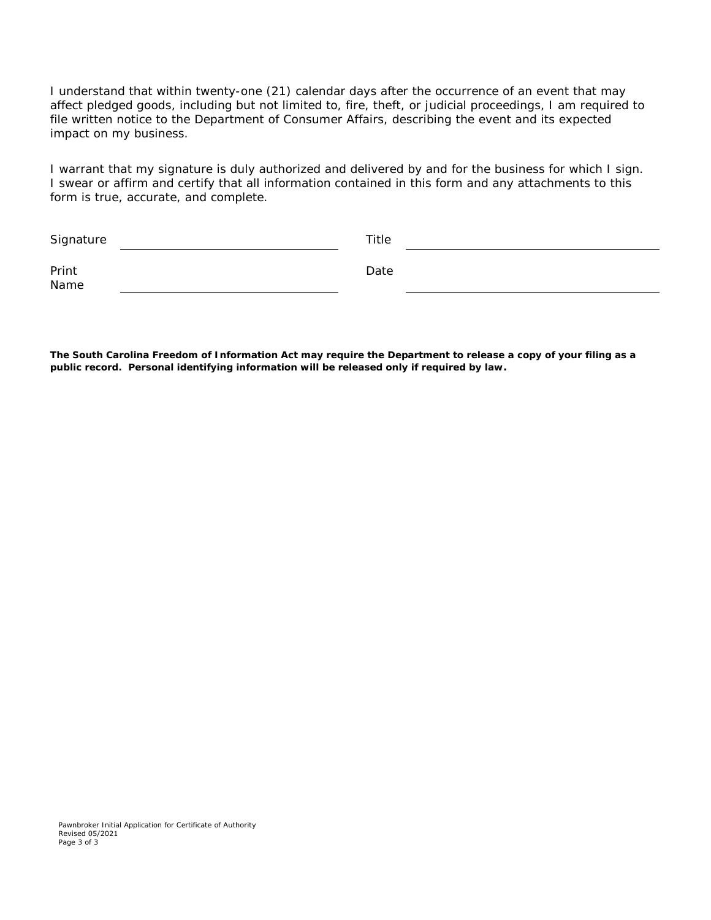I understand that within twenty-one (21) calendar days after the occurrence of an event that may affect pledged goods, including but not limited to, fire, theft, or judicial proceedings, I am required to file written notice to the Department of Consumer Affairs, describing the event and its expected impact on my business.

I warrant that my signature is duly authorized and delivered by and for the business for which I sign. I swear or affirm and certify that all information contained in this form and any attachments to this form is true, accurate, and complete.

| | | | |
|---|---|---|---|
| Signature | | Title | |
| Print Name | | Date | |

**The South Carolina Freedom of Information Act may require the Department to release a copy of your filing as a public record. Personal identifying information will be released only if required by law.**